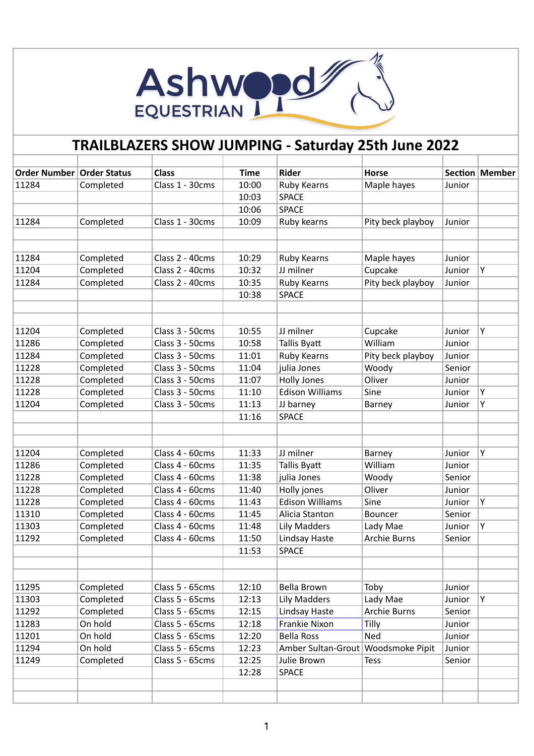Ashwood EQUESTRIAN

# TRAILBLAZERS SHOW JUMPING - Saturday 25th June 2022

| Order Number | Order Status | Class | Time | Rider | Horse | Section | Member |
|---|---|---|---|---|---|---|---|
| 11284 | Completed | Class 1 - 30cms | 10:00 | Ruby Kearns | Maple hayes | Junior | |
| | | | 10:03 | SPACE | | | |
| | | | 10:06 | SPACE | | | |
| 11284 | Completed | Class 1 - 30cms | 10:09 | Ruby kearns | Pity beck playboy | Junior | |
| | | | | | | | |
| | | | | | | | |
| 11284 | Completed | Class 2 - 40cms | 10:29 | Ruby Kearns | Maple hayes | Junior | |
| 11204 | Completed | Class 2 - 40cms | 10:32 | JJ milner | Cupcake | Junior | Y |
| 11284 | Completed | Class 2 - 40cms | 10:35 | Ruby Kearns | Pity beck playboy | Junior | |
| | | | 10:38 | SPACE | | | |
| | | | | | | | |
| | | | | | | | |
| 11204 | Completed | Class 3 - 50cms | 10:55 | JJ milner | Cupcake | Junior | Y |
| 11286 | Completed | Class 3 - 50cms | 10:58 | Tallis Byatt | William | Junior | |
| 11284 | Completed | Class 3 - 50cms | 11:01 | Ruby Kearns | Pity beck playboy | Junior | |
| 11228 | Completed | Class 3 - 50cms | 11:04 | julia Jones | Woody | Senior | |
| 11228 | Completed | Class 3 - 50cms | 11:07 | Holly Jones | Oliver | Junior | |
| 11228 | Completed | Class 3 - 50cms | 11:10 | Edison Williams | Sine | Junior | Y |
| 11204 | Completed | Class 3 - 50cms | 11:13 | JJ barney | Barney | Junior | Y |
| | | | 11:16 | SPACE | | | |
| | | | | | | | |
| | | | | | | | |
| 11204 | Completed | Class 4 - 60cms | 11:33 | JJ milner | Barney | Junior | Y |
| 11286 | Completed | Class 4 - 60cms | 11:35 | Tallis Byatt | William | Junior | |
| 11228 | Completed | Class 4 - 60cms | 11:38 | julia Jones | Woody | Senior | |
| 11228 | Completed | Class 4 - 60cms | 11:40 | Holly jones | Oliver | Junior | |
| 11228 | Completed | Class 4 - 60cms | 11:43 | Edison Williams | Sine | Junior | Y |
| 11310 | Completed | Class 4 - 60cms | 11:45 | Alicia Stanton | Bouncer | Senior | |
| 11303 | Completed | Class 4 - 60cms | 11:48 | Lily Madders | Lady Mae | Junior | Y |
| 11292 | Completed | Class 4 - 60cms | 11:50 | Lindsay Haste | Archie Burns | Senior | |
| | | | 11:53 | SPACE | | | |
| | | | | | | | |
| | | | | | | | |
| 11295 | Completed | Class 5 - 65cms | 12:10 | Bella Brown | Toby | Junior | |
| 11303 | Completed | Class 5 - 65cms | 12:13 | Lily Madders | Lady Mae | Junior | Y |
| 11292 | Completed | Class 5 - 65cms | 12:15 | Lindsay Haste | Archie Burns | Senior | |
| 11283 | On hold | Class 5 - 65cms | 12:18 | Frankie Nixon | Tilly | Junior | |
| 11201 | On hold | Class 5 - 65cms | 12:20 | Bella Ross | Ned | Junior | |
| 11294 | On hold | Class 5 - 65cms | 12:23 | Amber Sultan-Grout | Woodsmoke Pipit | Junior | |
| 11249 | Completed | Class 5 - 65cms | 12:25 | Julie Brown | Tess | Senior | |
| | | | 12:28 | SPACE | | | |
| | | | | | | | |
| | | | | | | | |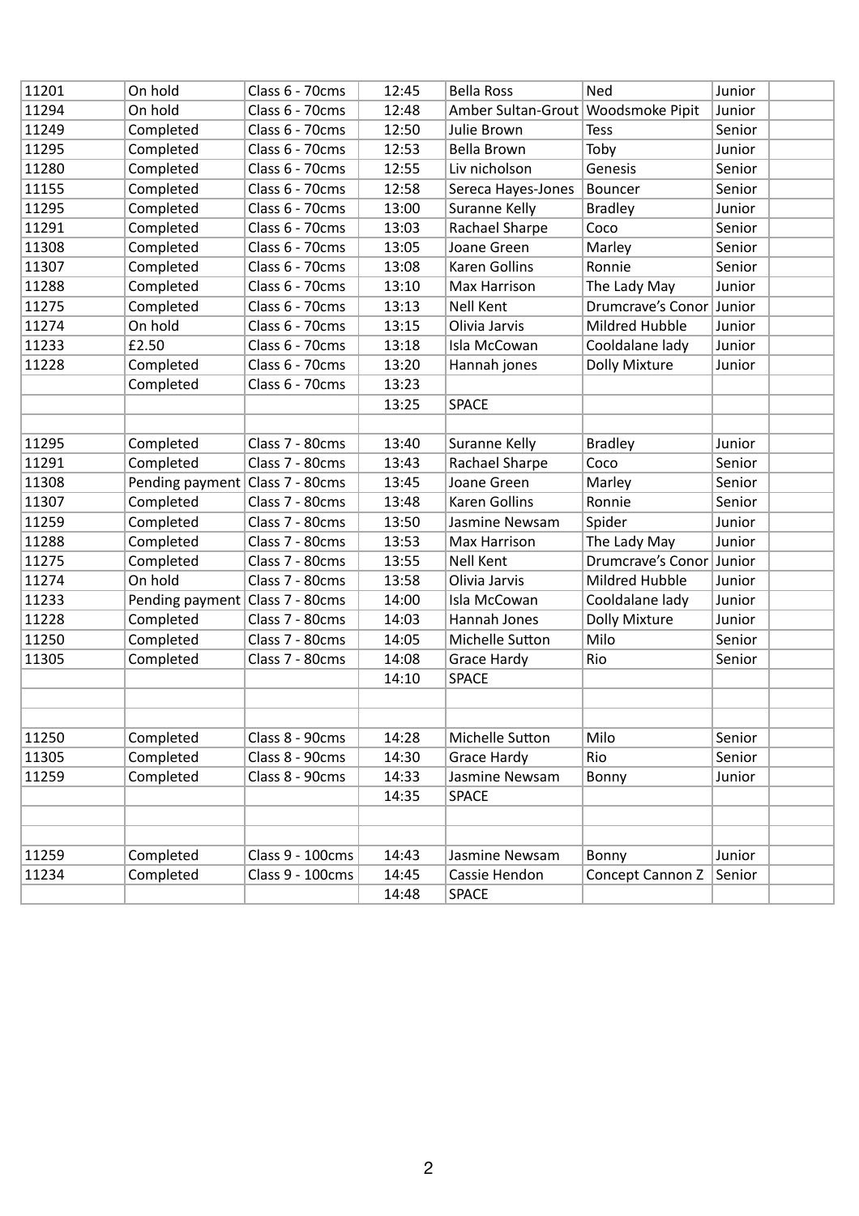| | | | | | | | |
|---|---|---|---|---|---|---|---|
| 11201 | On hold | Class 6 - 70cms | 12:45 | Bella Ross | Ned | Junior | |
| 11294 | On hold | Class 6 - 70cms | 12:48 | Amber Sultan-Grout | Woodsmoke Pipit | Junior | |
| 11249 | Completed | Class 6 - 70cms | 12:50 | Julie Brown | Tess | Senior | |
| 11295 | Completed | Class 6 - 70cms | 12:53 | Bella Brown | Toby | Junior | |
| 11280 | Completed | Class 6 - 70cms | 12:55 | Liv nicholson | Genesis | Senior | |
| 11155 | Completed | Class 6 - 70cms | 12:58 | Sereca Hayes-Jones | Bouncer | Senior | |
| 11295 | Completed | Class 6 - 70cms | 13:00 | Suranne Kelly | Bradley | Junior | |
| 11291 | Completed | Class 6 - 70cms | 13:03 | Rachael Sharpe | Coco | Senior | |
| 11308 | Completed | Class 6 - 70cms | 13:05 | Joane Green | Marley | Senior | |
| 11307 | Completed | Class 6 - 70cms | 13:08 | Karen Gollins | Ronnie | Senior | |
| 11288 | Completed | Class 6 - 70cms | 13:10 | Max Harrison | The Lady May | Junior | |
| 11275 | Completed | Class 6 - 70cms | 13:13 | Nell Kent | Drumcrave's Conor | Junior | |
| 11274 | On hold | Class 6 - 70cms | 13:15 | Olivia Jarvis | Mildred Hubble | Junior | |
| 11233 | £2.50 | Class 6 - 70cms | 13:18 | Isla McCowan | Cooldalane lady | Junior | |
| 11228 | Completed | Class 6 - 70cms | 13:20 | Hannah jones | Dolly Mixture | Junior | |
| | Completed | Class 6 - 70cms | 13:23 | | | | |
| | | | 13:25 | SPACE | | | |
| | | | | | | | |
| 11295 | Completed | Class 7 - 80cms | 13:40 | Suranne Kelly | Bradley | Junior | |
| 11291 | Completed | Class 7 - 80cms | 13:43 | Rachael Sharpe | Coco | Senior | |
| 11308 | Pending payment | Class 7 - 80cms | 13:45 | Joane Green | Marley | Senior | |
| 11307 | Completed | Class 7 - 80cms | 13:48 | Karen Gollins | Ronnie | Senior | |
| 11259 | Completed | Class 7 - 80cms | 13:50 | Jasmine Newsam | Spider | Junior | |
| 11288 | Completed | Class 7 - 80cms | 13:53 | Max Harrison | The Lady May | Junior | |
| 11275 | Completed | Class 7 - 80cms | 13:55 | Nell Kent | Drumcrave's Conor | Junior | |
| 11274 | On hold | Class 7 - 80cms | 13:58 | Olivia Jarvis | Mildred Hubble | Junior | |
| 11233 | Pending payment | Class 7 - 80cms | 14:00 | Isla McCowan | Cooldalane lady | Junior | |
| 11228 | Completed | Class 7 - 80cms | 14:03 | Hannah Jones | Dolly Mixture | Junior | |
| 11250 | Completed | Class 7 - 80cms | 14:05 | Michelle Sutton | Milo | Senior | |
| 11305 | Completed | Class 7 - 80cms | 14:08 | Grace Hardy | Rio | Senior | |
| | | | 14:10 | SPACE | | | |
| | | | | | | | |
| | | | | | | | |
| 11250 | Completed | Class 8 - 90cms | 14:28 | Michelle Sutton | Milo | Senior | |
| 11305 | Completed | Class 8 - 90cms | 14:30 | Grace Hardy | Rio | Senior | |
| 11259 | Completed | Class 8 - 90cms | 14:33 | Jasmine Newsam | Bonny | Junior | |
| | | | 14:35 | SPACE | | | |
| | | | | | | | |
| | | | | | | | |
| 11259 | Completed | Class 9 - 100cms | 14:43 | Jasmine Newsam | Bonny | Junior | |
| 11234 | Completed | Class 9 - 100cms | 14:45 | Cassie Hendon | Concept Cannon Z | Senior | |
| | | | 14:48 | SPACE | | | |